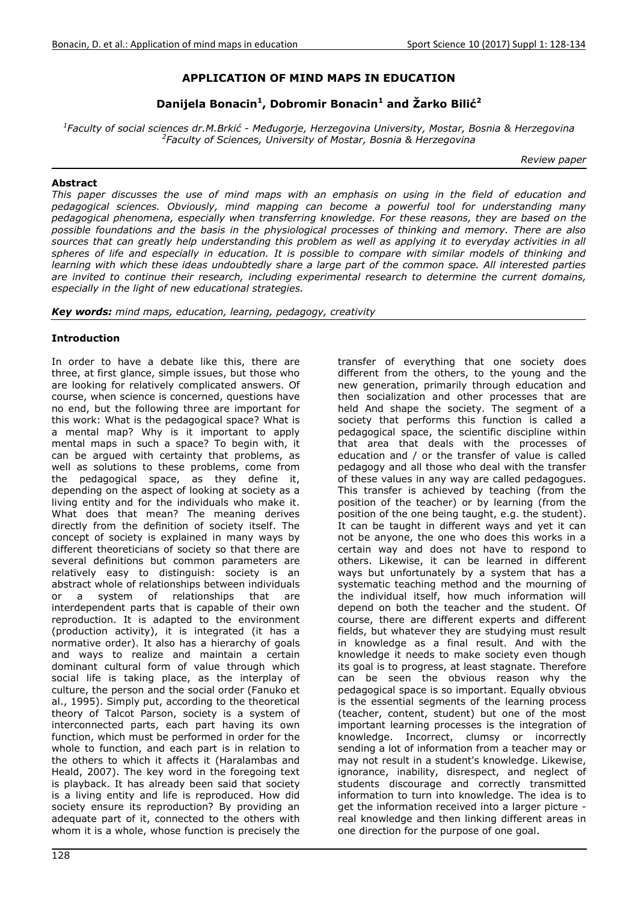# APPLICATION OF MIND MAPS IN EDUCATION

**Danijela Bonacin[1], Dobromir Bonacin[1] and Žarko Bilić[2]**

*[1]Faculty of social sciences dr.M.Brkić - Međugorje, Herzegovina University, Mostar, Bosnia & Herzegovina*
*[2]Faculty of Sciences, University of Mostar, Bosnia & Herzegovina*

*Review paper*

**Abstract**

*This paper discusses the use of mind maps with an emphasis on using in the field of education and pedagogical sciences. Obviously, mind mapping can become a powerful tool for understanding many pedagogical phenomena, especially when transferring knowledge. For these reasons, they are based on the possible foundations and the basis in the physiological processes of thinking and memory. There are also sources that can greatly help understanding this problem as well as applying it to everyday activities in all spheres of life and especially in education. It is possible to compare with similar models of thinking and learning with which these ideas undoubtedly share a large part of the common space. All interested parties are invited to continue their research, including experimental research to determine the current domains, especially in the light of new educational strategies.*

***Key words:*** *mind maps, education, learning, pedagogy, creativity*

## Introduction

In order to have a debate like this, there are three, at first glance, simple issues, but those who are looking for relatively complicated answers. Of course, when science is concerned, questions have no end, but the following three are important for this work: What is the pedagogical space? What is a mental map? Why is it important to apply mental maps in such a space? To begin with, it can be argued with certainty that problems, as well as solutions to these problems, come from the pedagogical space, as they define it, depending on the aspect of looking at society as a living entity and for the individuals who make it. What does that mean? The meaning derives directly from the definition of society itself. The concept of society is explained in many ways by different theoreticians of society so that there are several definitions but common parameters are relatively easy to distinguish: society is an abstract whole of relationships between individuals or a system of relationships that are interdependent parts that is capable of their own reproduction. It is adapted to the environment (production activity), it is integrated (it has a normative order). It also has a hierarchy of goals and ways to realize and maintain a certain dominant cultural form of value through which social life is taking place, as the interplay of culture, the person and the social order (Fanuko et al., 1995). Simply put, according to the theoretical theory of Talcot Parson, society is a system of interconnected parts, each part having its own function, which must be performed in order for the whole to function, and each part is in relation to the others to which it affects it (Haralambas and Heald, 2007). The key word in the foregoing text is playback. It has already been said that society is a living entity and life is reproduced. How did society ensure its reproduction? By providing an adequate part of it, connected to the others with whom it is a whole, whose function is precisely the transfer of everything that one society does different from the others, to the young and the new generation, primarily through education and then socialization and other processes that are held And shape the society. The segment of a society that performs this function is called a pedagogical space, the scientific discipline within that area that deals with the processes of education and / or the transfer of value is called pedagogy and all those who deal with the transfer of these values in any way are called pedagogues. This transfer is achieved by teaching (from the position of the teacher) or by learning (from the position of the one being taught, e.g. the student). It can be taught in different ways and yet it can not be anyone, the one who does this works in a certain way and does not have to respond to others. Likewise, it can be learned in different ways but unfortunately by a system that has a systematic teaching method and the mourning of the individual itself, how much information will depend on both the teacher and the student. Of course, there are different experts and different fields, but whatever they are studying must result in knowledge as a final result. And with the knowledge it needs to make society even though its goal is to progress, at least stagnate. Therefore can be seen the obvious reason why the pedagogical space is so important. Equally obvious is the essential segments of the learning process (teacher, content, student) but one of the most important learning processes is the integration of knowledge. Incorrect, clumsy or incorrectly sending a lot of information from a teacher may or may not result in a student's knowledge. Likewise, ignorance, inability, disrespect, and neglect of students discourage and correctly transmitted information to turn into knowledge. The idea is to get the information received into a larger picture - real knowledge and then linking different areas in one direction for the purpose of one goal.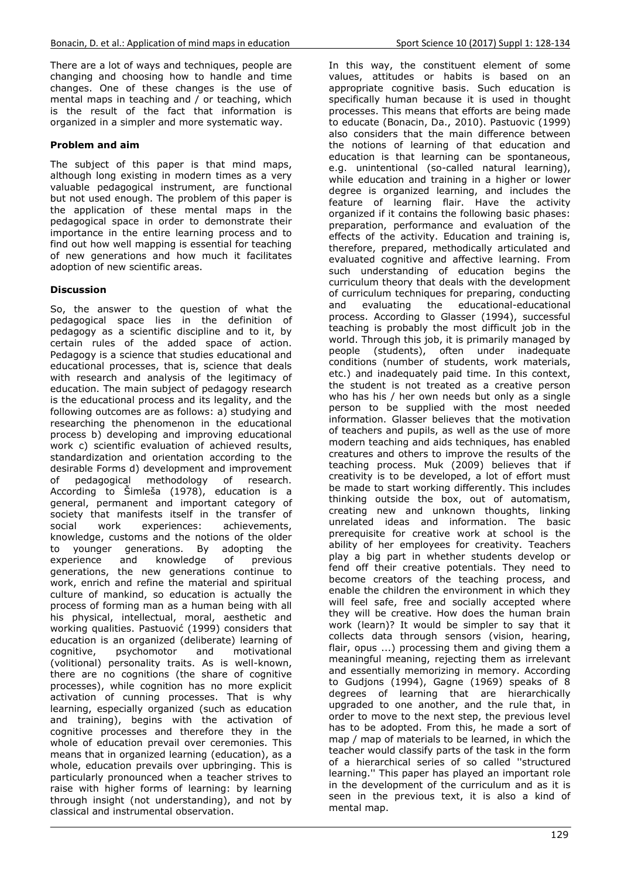There are a lot of ways and techniques, people are changing and choosing how to handle and time changes. One of these changes is the use of mental maps in teaching and / or teaching, which is the result of the fact that information is organized in a simpler and more systematic way.

### Problem and aim

The subject of this paper is that mind maps, although long existing in modern times as a very valuable pedagogical instrument, are functional but not used enough. The problem of this paper is the application of these mental maps in the pedagogical space in order to demonstrate their importance in the entire learning process and to find out how well mapping is essential for teaching of new generations and how much it facilitates adoption of new scientific areas.

### Discussion

So, the answer to the question of what the pedagogical space lies in the definition of pedagogy as a scientific discipline and to it, by certain rules of the added space of action. Pedagogy is a science that studies educational and educational processes, that is, science that deals with research and analysis of the legitimacy of education. The main subject of pedagogy research is the educational process and its legality, and the following outcomes are as follows: a) studying and researching the phenomenon in the educational process b) developing and improving educational work c) scientific evaluation of achieved results, standardization and orientation according to the desirable Forms d) development and improvement of pedagogical methodology of research. According to Šimleša (1978), education is a general, permanent and important category of society that manifests itself in the transfer of social work experiences: achievements, knowledge, customs and the notions of the older to younger generations. By adopting the experience and knowledge of previous generations, the new generations continue to work, enrich and refine the material and spiritual culture of mankind, so education is actually the process of forming man as a human being with all his physical, intellectual, moral, aesthetic and working qualities. Pastuović (1999) considers that education is an organized (deliberate) learning of cognitive, psychomotor and motivational (volitional) personality traits. As is well-known, there are no cognitions (the share of cognitive processes), while cognition has no more explicit activation of cunning processes. That is why learning, especially organized (such as education and training), begins with the activation of cognitive processes and therefore they in the whole of education prevail over ceremonies. This means that in organized learning (education), as a whole, education prevails over upbringing. This is particularly pronounced when a teacher strives to raise with higher forms of learning: by learning through insight (not understanding), and not by classical and instrumental observation.

In this way, the constituent element of some values, attitudes or habits is based on an appropriate cognitive basis. Such education is specifically human because it is used in thought processes. This means that efforts are being made to educate (Bonacin, Da., 2010). Pastuovic (1999) also considers that the main difference between the notions of learning of that education and education is that learning can be spontaneous, e.g. unintentional (so-called natural learning), while education and training in a higher or lower degree is organized learning, and includes the feature of learning flair. Have the activity organized if it contains the following basic phases: preparation, performance and evaluation of the effects of the activity. Education and training is, therefore, prepared, methodically articulated and evaluated cognitive and affective learning. From such understanding of education begins the curriculum theory that deals with the development of curriculum techniques for preparing, conducting and evaluating the educational-educational process. According to Glasser (1994), successful teaching is probably the most difficult job in the world. Through this job, it is primarily managed by people (students), often under inadequate conditions (number of students, work materials, etc.) and inadequately paid time. In this context, the student is not treated as a creative person who has his / her own needs but only as a single person to be supplied with the most needed information. Glasser believes that the motivation of teachers and pupils, as well as the use of more modern teaching and aids techniques, has enabled creatures and others to improve the results of the teaching process. Muk (2009) believes that if creativity is to be developed, a lot of effort must be made to start working differently. This includes thinking outside the box, out of automatism, creating new and unknown thoughts, linking unrelated ideas and information. The basic prerequisite for creative work at school is the ability of her employees for creativity. Teachers play a big part in whether students develop or fend off their creative potentials. They need to become creators of the teaching process, and enable the children the environment in which they will feel safe, free and socially accepted where they will be creative. How does the human brain work (learn)? It would be simpler to say that it collects data through sensors (vision, hearing, flair, opus ...) processing them and giving them a meaningful meaning, rejecting them as irrelevant and essentially memorizing in memory. According to Gudjons (1994), Gagne (1969) speaks of 8 degrees of learning that are hierarchically upgraded to one another, and the rule that, in order to move to the next step, the previous level has to be adopted. From this, he made a sort of map / map of materials to be learned, in which the teacher would classify parts of the task in the form of a hierarchical series of so called ''structured learning.'' This paper has played an important role in the development of the curriculum and as it is seen in the previous text, it is also a kind of mental map.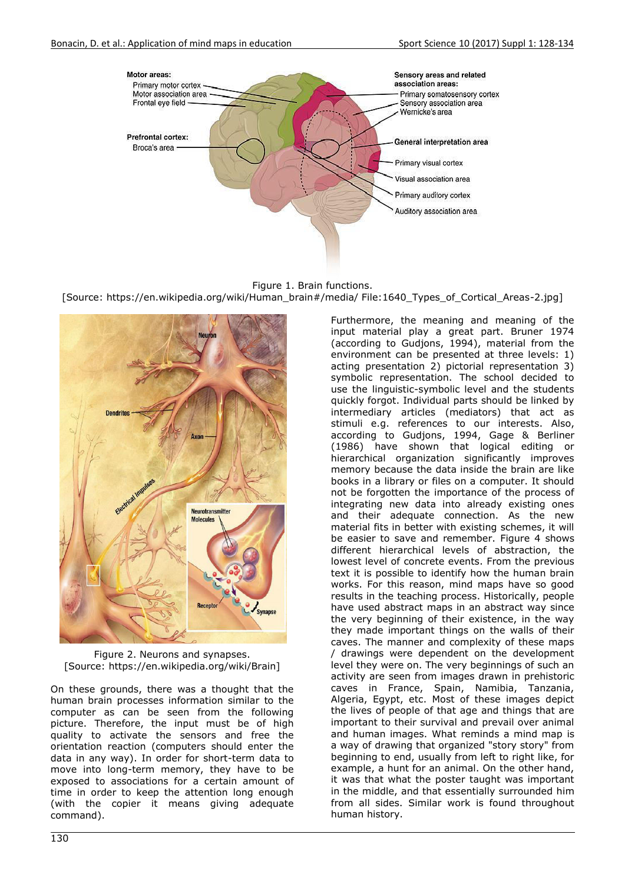Figure 1. Brain functions.
[Source: https://en.wikipedia.org/wiki/Human_brain#/media/ File:1640_Types_of_Cortical_Areas-2.jpg]

Figure 2. Neurons and synapses.
[Source: https://en.wikipedia.org/wiki/Brain]

On these grounds, there was a thought that the human brain processes information similar to the computer as can be seen from the following picture. Therefore, the input must be of high quality to activate the sensors and free the orientation reaction (computers should enter the data in any way). In order for short-term data to move into long-term memory, they have to be exposed to associations for a certain amount of time in order to keep the attention long enough (with the copier it means giving adequate command).

Furthermore, the meaning and meaning of the input material play a great part. Bruner 1974 (according to Gudjons, 1994), material from the environment can be presented at three levels: 1) acting presentation 2) pictorial representation 3) symbolic representation. The school decided to use the linguistic-symbolic level and the students quickly forgot. Individual parts should be linked by intermediary articles (mediators) that act as stimuli e.g. references to our interests. Also, according to Gudjons, 1994, Gage & Berliner (1986) have shown that logical editing or hierarchical organization significantly improves memory because the data inside the brain are like books in a library or files on a computer. It should not be forgotten the importance of the process of integrating new data into already existing ones and their adequate connection. As the new material fits in better with existing schemes, it will be easier to save and remember. Figure 4 shows different hierarchical levels of abstraction, the lowest level of concrete events. From the previous text it is possible to identify how the human brain works. For this reason, mind maps have so good results in the teaching process. Historically, people have used abstract maps in an abstract way since the very beginning of their existence, in the way they made important things on the walls of their caves. The manner and complexity of these maps / drawings were dependent on the development level they were on. The very beginnings of such an activity are seen from images drawn in prehistoric caves in France, Spain, Namibia, Tanzania, Algeria, Egypt, etc. Most of these images depict the lives of people of that age and things that are important to their survival and prevail over animal and human images. What reminds a mind map is a way of drawing that organized "story story" from beginning to end, usually from left to right like, for example, a hunt for an animal. On the other hand, it was that what the poster taught was important in the middle, and that essentially surrounded him from all sides. Similar work is found throughout human history.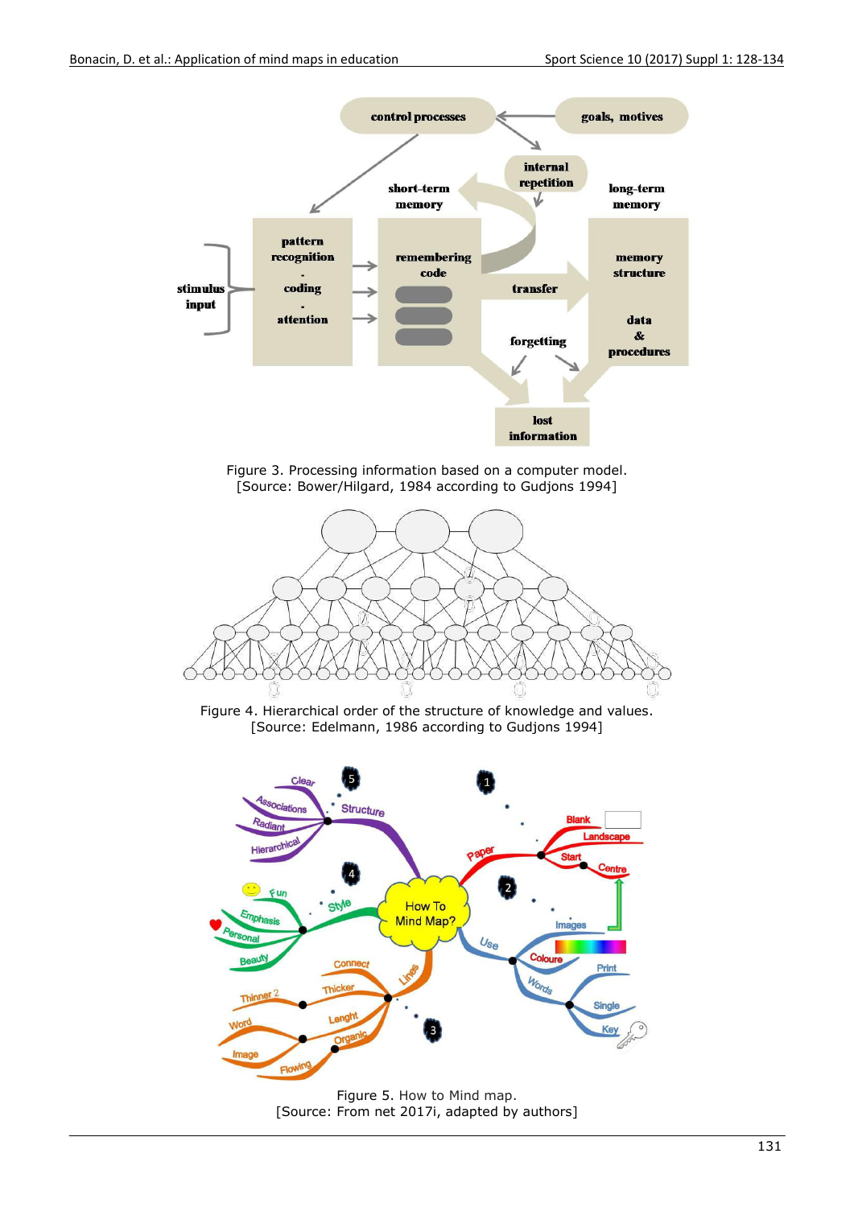Figure 3. Processing information based on a computer model.
[Source: Bower/Hilgard, 1984 according to Gudjons 1994]

Figure 4. Hierarchical order of the structure of knowledge and values.
[Source: Edelmann, 1986 according to Gudjons 1994]

Figure 5. How to Mind map.
[Source: From net 2017i, adapted by authors]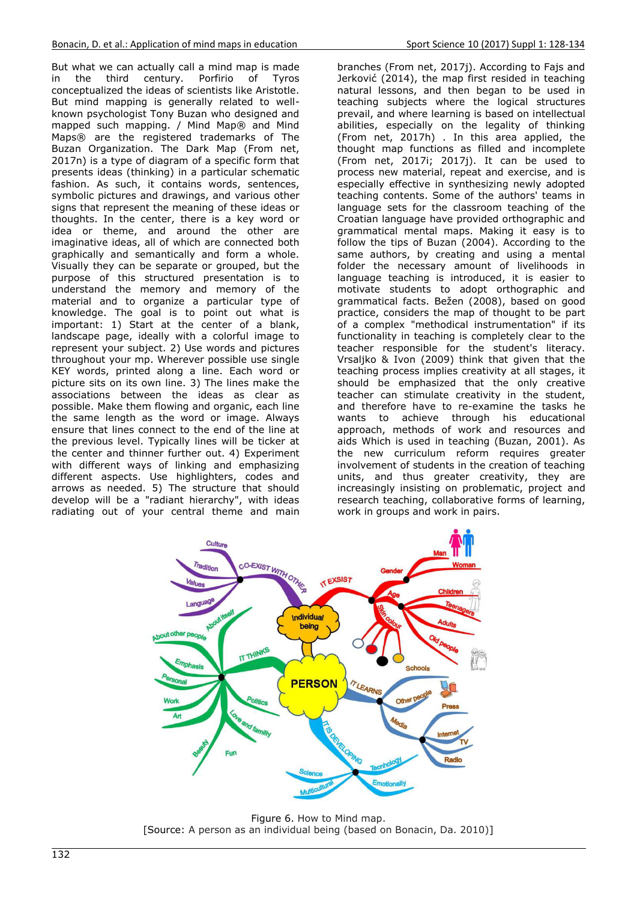But what we can actually call a mind map is made in the third century. Porfirio of Tyros conceptualized the ideas of scientists like Aristotle. But mind mapping is generally related to well-known psychologist Tony Buzan who designed and mapped such mapping. / Mind Map® and Mind Maps® are the registered trademarks of The Buzan Organization. The Dark Map (From net, 2017n) is a type of diagram of a specific form that presents ideas (thinking) in a particular schematic fashion. As such, it contains words, sentences, symbolic pictures and drawings, and various other signs that represent the meaning of these ideas or thoughts. In the center, there is a key word or idea or theme, and around the other are imaginative ideas, all of which are connected both graphically and semantically and form a whole. Visually they can be separate or grouped, but the purpose of this structured presentation is to understand the memory and memory of the material and to organize a particular type of knowledge. The goal is to point out what is important: 1) Start at the center of a blank, landscape page, ideally with a colorful image to represent your subject. 2) Use words and pictures throughout your mp. Wherever possible use single KEY words, printed along a line. Each word or picture sits on its own line. 3) The lines make the associations between the ideas as clear as possible. Make them flowing and organic, each line the same length as the word or image. Always ensure that lines connect to the end of the line at the previous level. Typically lines will be ticker at the center and thinner further out. 4) Experiment with different ways of linking and emphasizing different aspects. Use highlighters, codes and arrows as needed. 5) The structure that should develop will be a "radiant hierarchy", with ideas radiating out of your central theme and main branches (From net, 2017j). According to Fajs and Jerković (2014), the map first resided in teaching natural lessons, and then began to be used in teaching subjects where the logical structures prevail, and where learning is based on intellectual abilities, especially on the legality of thinking (From net, 2017h) . In this area applied, the thought map functions as filled and incomplete (From net, 2017i; 2017j). It can be used to process new material, repeat and exercise, and is especially effective in synthesizing newly adopted teaching contents. Some of the authors' teams in language sets for the classroom teaching of the Croatian language have provided orthographic and grammatical mental maps. Making it easy is to follow the tips of Buzan (2004). According to the same authors, by creating and using a mental folder the necessary amount of livelihoods in language teaching is introduced, it is easier to motivate students to adopt orthographic and grammatical facts. Bežen (2008), based on good practice, considers the map of thought to be part of a complex "methodical instrumentation" if its functionality in teaching is completely clear to the teacher responsible for the student's literacy. Vrsaljko & Ivon (2009) think that given that the teaching process implies creativity at all stages, it should be emphasized that the only creative teacher can stimulate creativity in the student, and therefore have to re-examine the tasks he wants to achieve through his educational approach, methods of work and resources and aids Which is used in teaching (Buzan, 2001). As the new curriculum reform requires greater involvement of students in the creation of teaching units, and thus greater creativity, they are increasingly insisting on problematic, project and research teaching, collaborative forms of learning, work in groups and work in pairs.

Figure 6. How to Mind map.
[Source: A person as an individual being (based on Bonacin, Da. 2010)]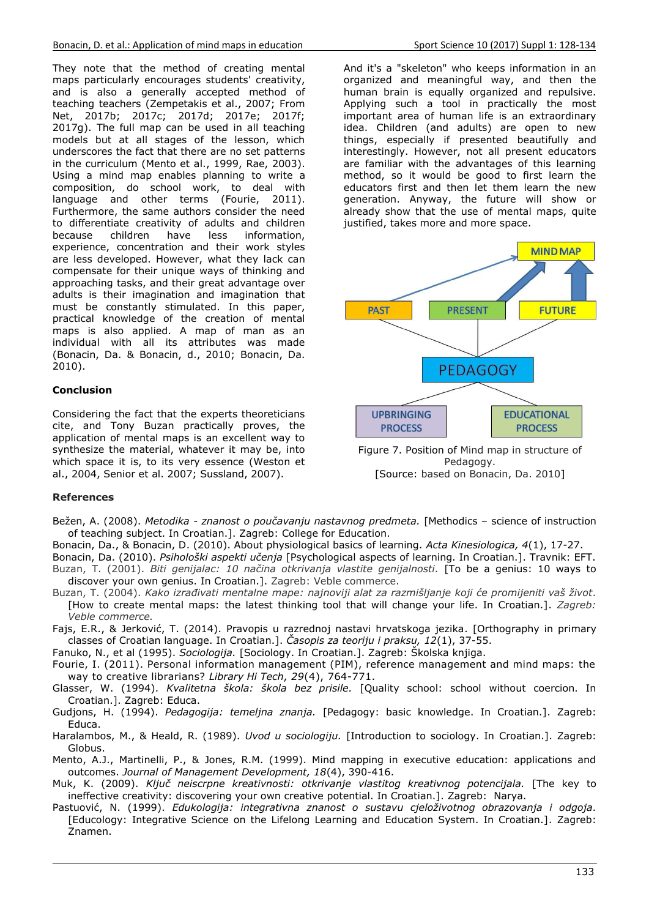They note that the method of creating mental maps particularly encourages students' creativity, and is also a generally accepted method of teaching teachers (Zempetakis et al., 2007; From Net, 2017b; 2017c; 2017d; 2017e; 2017f; 2017g). The full map can be used in all teaching models but at all stages of the lesson, which underscores the fact that there are no set patterns in the curriculum (Mento et al., 1999, Rae, 2003). Using a mind map enables planning to write a composition, do school work, to deal with language and other terms (Fourie, 2011). Furthermore, the same authors consider the need to differentiate creativity of adults and children because children have less information, experience, concentration and their work styles are less developed. However, what they lack can compensate for their unique ways of thinking and approaching tasks, and their great advantage over adults is their imagination and imagination that must be constantly stimulated. In this paper, practical knowledge of the creation of mental maps is also applied. A map of man as an individual with all its attributes was made (Bonacin, Da. & Bonacin, d., 2010; Bonacin, Da. 2010).

## Conclusion

Considering the fact that the experts theoreticians cite, and Tony Buzan practically proves, the application of mental maps is an excellent way to synthesize the material, whatever it may be, into which space it is, to its very essence (Weston et al., 2004, Senior et al. 2007; Sussland, 2007). And it's a "skeleton" who keeps information in an organized and meaningful way, and then the human brain is equally organized and repulsive. Applying such a tool in practically the most important area of human life is an extraordinary idea. Children (and adults) are open to new things, especially if presented beautifully and interestingly. However, not all present educators are familiar with the advantages of this learning method, so it would be good to first learn the educators first and then let them learn the new generation. Anyway, the future will show or already show that the use of mental maps, quite justified, takes more and more space.

MIND MAP

PAST | PRESENT | FUTURE

PEDAGOGY

UPBRINGING PROCESS | EDUCATIONAL PROCESS

Figure 7. Position of Mind map in structure of Pedagogy.
[Source: based on Bonacin, Da. 2010]

## References

Bežen, A. (2008). *Metodika - znanost o poučavanju nastavnog predmeta.* [Methodics – science of instruction of teaching subject. In Croatian.]. Zagreb: College for Education.

Bonacin, Da., & Bonacin, D. (2010). About physiological basics of learning. *Acta Kinesiologica, 4*(1), 17-27.

Bonacin, Da. (2010). *Psihološki aspekti učenja* [Psychological aspects of learning. In Croatian.]. Travnik: EFT.

Buzan, T. (2001). *Biti genijalac: 10 načina otkrivanja vlastite genijalnosti.* [To be a genius: 10 ways to discover your own genius. In Croatian.]. Zagreb: Veble commerce.

Buzan, T. (2004). *Kako izrađivati mentalne mape: najnoviji alat za razmišljanje koji će promijeniti vaš život.* [How to create mental maps: the latest thinking tool that will change your life. In Croatian.]. *Zagreb: Veble commerce.*

Fajs, E.R., & Jerković, T. (2014). Pravopis u razrednoj nastavi hrvatskoga jezika. [Orthography in primary classes of Croatian language. In Croatian.]. *Časopis za teoriju i praksu, 12*(1), 37-55.

Fanuko, N., et al (1995). *Sociologija.* [Sociology. In Croatian.]. Zagreb: Školska knjiga.

Fourie, I. (2011). Personal information management (PIM), reference management and mind maps: the way to creative librarians? *Library Hi Tech*, *29*(4), 764-771.

Glasser, W. (1994). *Kvalitetna škola: škola bez prisile.* [Quality school: school without coercion. In Croatian.]. Zagreb: Educa.

Gudjons, H. (1994). *Pedagogija: temeljna znanja.* [Pedagogy: basic knowledge. In Croatian.]. Zagreb: Educa.

Haralambos, M., & Heald, R. (1989). *Uvod u sociologiju.* [Introduction to sociology. In Croatian.]. Zagreb: Globus.

Mento, A.J., Martinelli, P., & Jones, R.M. (1999). Mind mapping in executive education: applications and outcomes. *Journal of Management Development, 18*(4), 390-416.

Muk, K. (2009). *Ključ neiscrpne kreativnosti: otkrivanje vlastitog kreativnog potencijala.* [The key to ineffective creativity: discovering your own creative potential. In Croatian.]. Zagreb: Narya.

Pastuović, N. (1999). *Edukologija: integrativna znanost o sustavu cjeloživotnog obrazovanja i odgoja.* [Educology: Integrative Science on the Lifelong Learning and Education System. In Croatian.]. Zagreb: Znamen.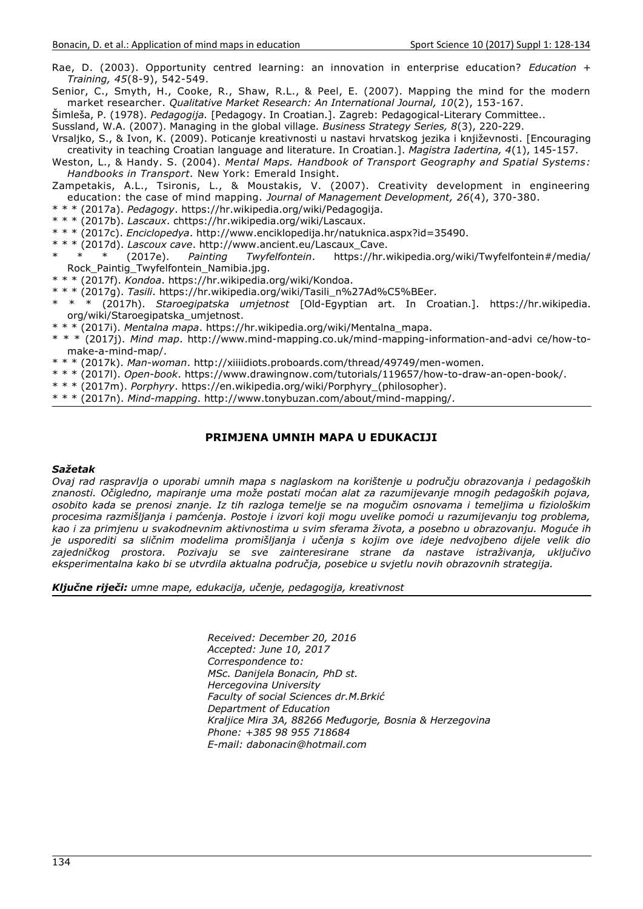Rae, D. (2003). Opportunity centred learning: an innovation in enterprise education? *Education + Training, 45*(8-9), 542-549.

Senior, C., Smyth, H., Cooke, R., Shaw, R.L., & Peel, E. (2007). Mapping the mind for the modern market researcher. *Qualitative Market Research: An International Journal, 10*(2), 153-167.

Šimleša, P. (1978). *Pedagogija.* [Pedagogy. In Croatian.]. Zagreb: Pedagogical-Literary Committee..

Sussland, W.A. (2007). Managing in the global village. *Business Strategy Series, 8*(3), 220-229.

Vrsaljko, S., & Ivon, K. (2009). Poticanje kreativnosti u nastavi hrvatskog jezika i književnosti. [Encouraging creativity in teaching Croatian language and literature. In Croatian.]. *Magistra Iadertina, 4*(1), 145-157.

Weston, L., & Handy. S. (2004). *Mental Maps. Handbook of Transport Geography and Spatial Systems: Handbooks in Transport.* New York: Emerald Insight.

Zampetakis, A.L., Tsironis, L., & Moustakis, V. (2007). Creativity development in engineering education: the case of mind mapping. *Journal of Management Development, 26*(4), 370-380.

* * * (2017a). *Pedagogy*. https://hr.wikipedia.org/wiki/Pedagogija.

* * * (2017b). *Lascaux*. chttps://hr.wikipedia.org/wiki/Lascaux.

* * * (2017c). *Enciclopedya*. http://www.enciklopedija.hr/natuknica.aspx?id=35490.

* * * (2017d). *Lascoux cave*. http://www.ancient.eu/Lascaux_Cave.

* * * (2017e). *Painting Twyfelfontein*. https://hr.wikipedia.org/wiki/Twyfelfontein#/media/Rock_Paintig_Twyfelfontein_Namibia.jpg.

* * * (2017f). *Kondoa*. https://hr.wikipedia.org/wiki/Kondoa.

* * * (2017g). *Tasili*. https://hr.wikipedia.org/wiki/Tasili_n%27Ad%C5%BEer.

* * * (2017h). *Staroegipatska umjetnost* [Old-Egyptian art. In Croatian.]. https://hr.wikipedia.org/wiki/Staroegipatska_umjetnost.

* * * (2017i). *Mentalna mapa*. https://hr.wikipedia.org/wiki/Mentalna_mapa.

* * * (2017j). *Mind map*. http://www.mind-mapping.co.uk/mind-mapping-information-and-advi ce/how-to-make-a-mind-map/.

* * * (2017k). *Man-woman*. http://xiiiidiots.proboards.com/thread/49749/men-women.

* * * (2017l). *Open-book*. https://www.drawingnow.com/tutorials/119657/how-to-draw-an-open-book/.

* * * (2017m). *Porphyry*. https://en.wikipedia.org/wiki/Porphyry_(philosopher).

* * * (2017n). *Mind-mapping*. http://www.tonybuzan.com/about/mind-mapping/.

## PRIMJENA UMNIH MAPA U EDUKACIJI

***Sažetak***

*Ovaj rad raspravlja o uporabi umnih mapa s naglaskom na korištenje u području obrazovanja i pedagoških znanosti. Očigledno, mapiranje uma može postati moćan alat za razumijevanje mnogih pedagoških pojava, osobito kada se prenosi znanje. Iz tih razloga temelje se na mogučim osnovama i temeljima u fiziološkim procesima razmišljanja i pamćenja. Postoje i izvori koji mogu uvelike pomoći u razumijevanju tog problema, kao i za primjenu u svakodnevnim aktivnostima u svim sferama života, a posebno u obrazovanju. Moguće ih je usporediti sa sličnim modelima promišljanja i učenja s kojim ove ideje nedvojbeno dijele velik dio zajedničkog prostora. Pozivaju se sve zainteresirane strane da nastave istraživanja, uključivo eksperimentalna kako bi se utvrdila aktualna područja, posebice u svjetlu novih obrazovnih strategija.*

***Ključne riječi:*** *umne mape, edukacija, učenje, pedagogija, kreativnost*

*Received: December 20, 2016*
*Accepted: June 10, 2017*
*Correspondence to:*
*MSc. Danijela Bonacin, PhD st.*
*Hercegovina University*
*Faculty of social Sciences dr.M.Brkić*
*Department of Education*
*Kraljice Mira 3A, 88266 Međugorje, Bosnia & Herzegovina*
*Phone: +385 98 955 718684*
*E-mail: dabonacin@hotmail.com*